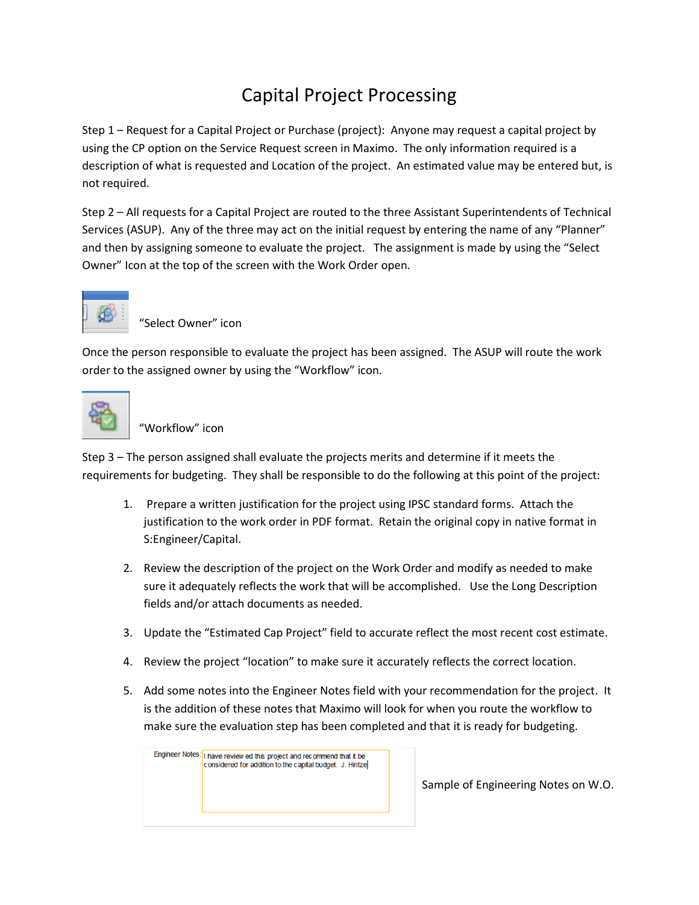# Capital Project Processing

Step 1 – Request for a Capital Project or Purchase (project): Anyone may request a capital project by using the CP option on the Service Request screen in Maximo. The only information required is a description of what is requested and Location of the project. An estimated value may be entered but, is not required.

Step 2 – All requests for a Capital Project are routed to the three Assistant Superintendents of Technical Services (ASUP). Any of the three may act on the initial request by entering the name of any "Planner" and then by assigning someone to evaluate the project. The assignment is made by using the "Select Owner" Icon at the top of the screen with the Work Order open.

"Select Owner" icon

Once the person responsible to evaluate the project has been assigned. The ASUP will route the work order to the assigned owner by using the "Workflow" icon.

"Workflow" icon

Step 3 – The person assigned shall evaluate the projects merits and determine if it meets the requirements for budgeting. They shall be responsible to do the following at this point of the project:

1. Prepare a written justification for the project using IPSC standard forms. Attach the justification to the work order in PDF format. Retain the original copy in native format in S:Engineer/Capital.

2. Review the description of the project on the Work Order and modify as needed to make sure it adequately reflects the work that will be accomplished. Use the Long Description fields and/or attach documents as needed.

3. Update the "Estimated Cap Project" field to accurate reflect the most recent cost estimate.

4. Review the project "location" to make sure it accurately reflects the correct location.

5. Add some notes into the Engineer Notes field with your recommendation for the project. It is the addition of these notes that Maximo will look for when you route the workflow to make sure the evaluation step has been completed and that it is ready for budgeting.

Engineer Notes: I have review ed this project and recommend that it be considered for addition to the capital budget. J. Hintze

Sample of Engineering Notes on W.O.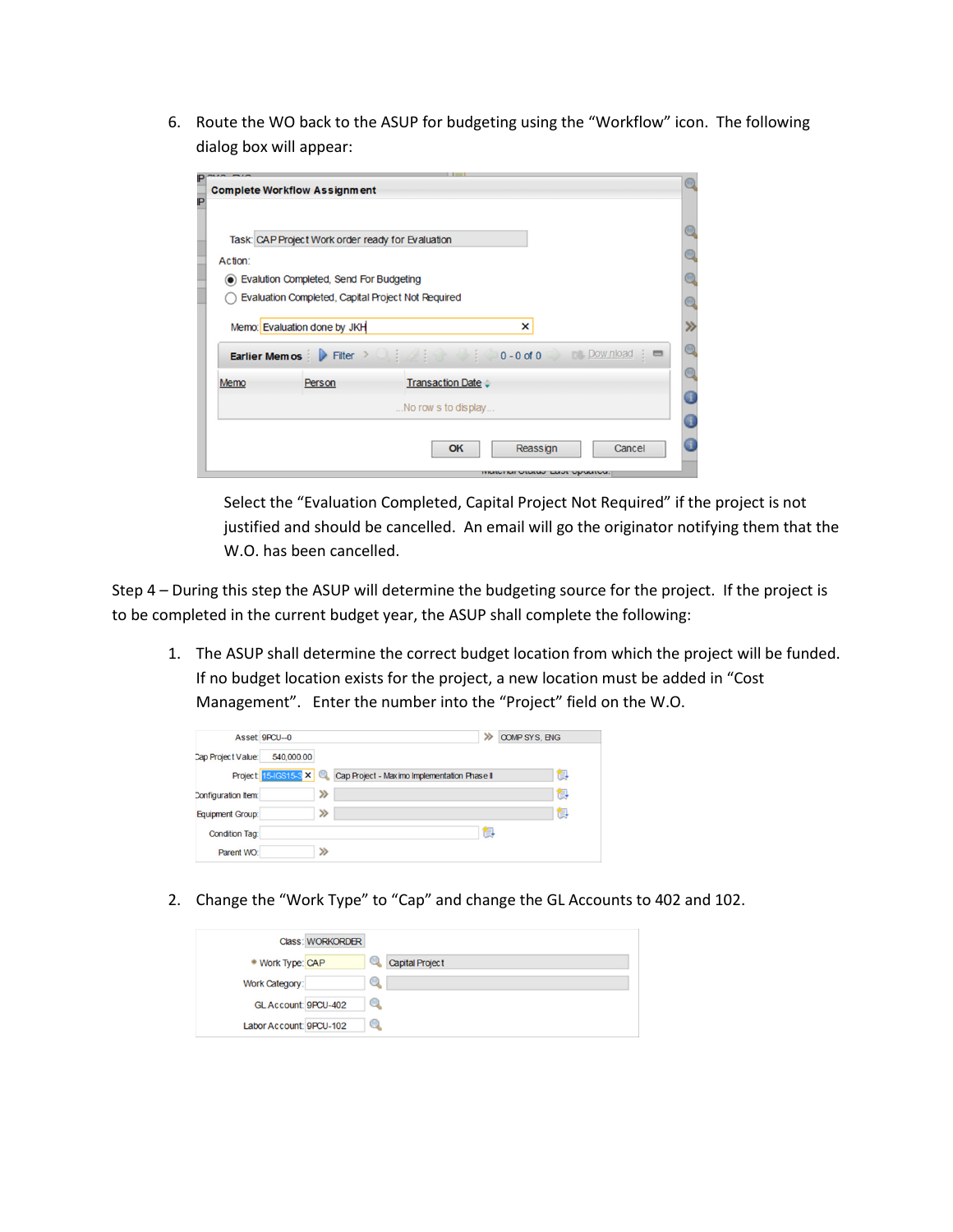6. Route the WO back to the ASUP for budgeting using the "Workflow" icon. The following dialog box will appear:

   Select the "Evaluation Completed, Capital Project Not Required" if the project is not justified and should be cancelled. An email will go the originator notifying them that the W.O. has been cancelled.

Step 4 – During this step the ASUP will determine the budgeting source for the project. If the project is to be completed in the current budget year, the ASUP shall complete the following:

1. The ASUP shall determine the correct budget location from which the project will be funded. If no budget location exists for the project, a new location must be added in "Cost Management". Enter the number into the "Project" field on the W.O.

2. Change the "Work Type" to "Cap" and change the GL Accounts to 402 and 102.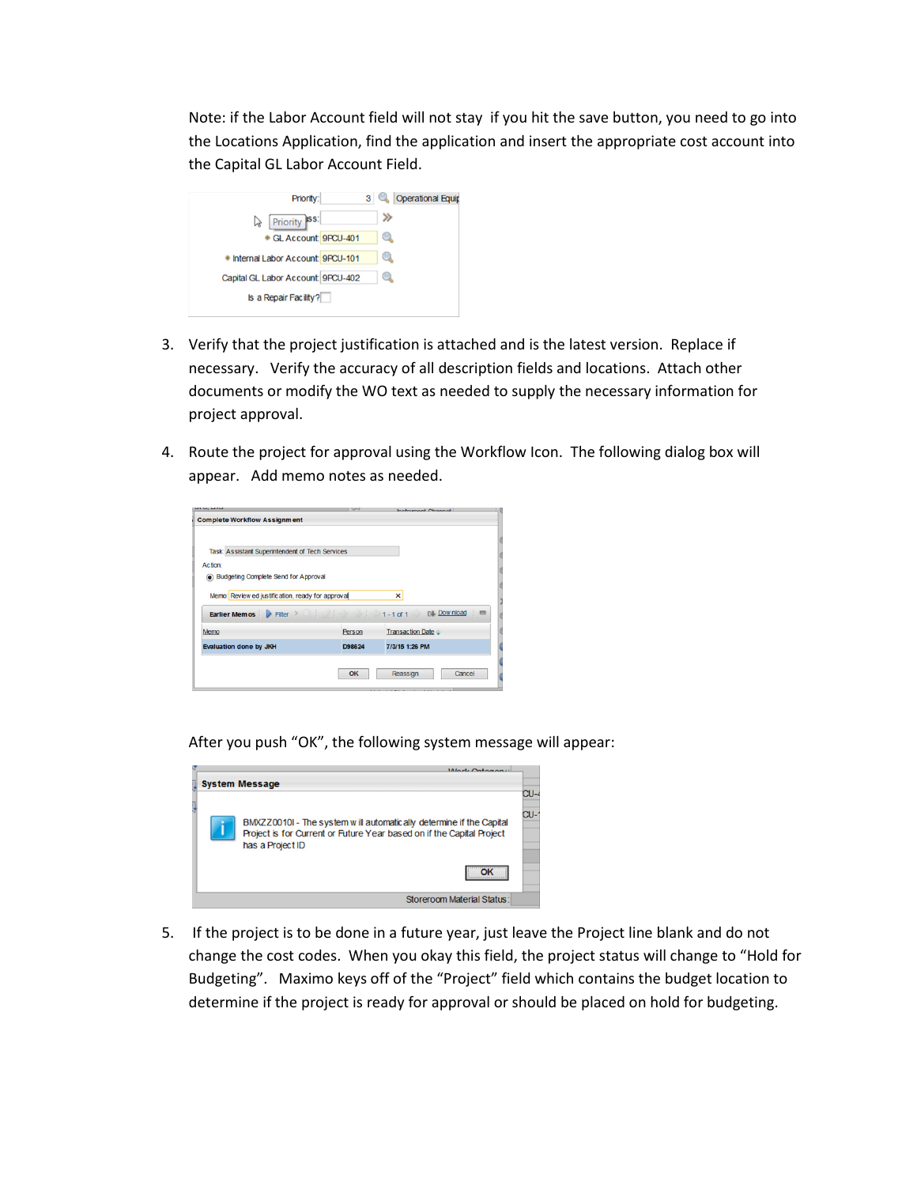Note: if the Labor Account field will not stay if you hit the save button, you need to go into the Locations Application, find the application and insert the appropriate cost account into the Capital GL Labor Account Field.

3. Verify that the project justification is attached and is the latest version. Replace if necessary. Verify the accuracy of all description fields and locations. Attach other documents or modify the WO text as needed to supply the necessary information for project approval.

4. Route the project for approval using the Workflow Icon. The following dialog box will appear. Add memo notes as needed.

After you push "OK", the following system message will appear:

5. If the project is to be done in a future year, just leave the Project line blank and do not change the cost codes. When you okay this field, the project status will change to "Hold for Budgeting". Maximo keys off of the "Project" field which contains the budget location to determine if the project is ready for approval or should be placed on hold for budgeting.